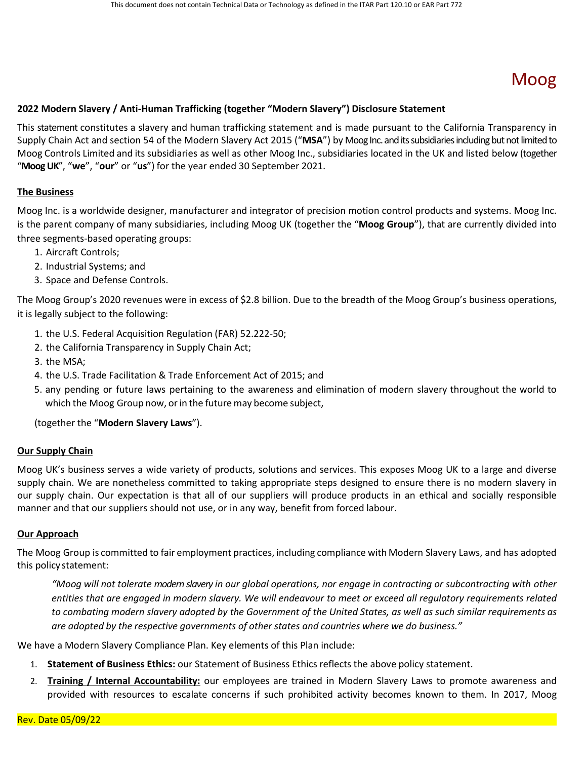# Moog

**2022 Modern Slavery / Anti-Human Trafficking (together "Modern Slavery") Disclosure Statement**

This statement constitutes a slavery and human trafficking statement and is made pursuant to the California Transparency in Supply Chain Act and section 54 of the Modern Slavery Act 2015 ("**MSA**") by Moog Inc. and its subsidiaries including but not limited to Moog Controls Limited and its subsidiaries as well as other Moog Inc., subsidiaries located in the UK and listed below (together "**Moog UK**", "**we**", "**our**" or "**us**") for the year ended 30 September 2021.

## The Business

Moog Inc. is a worldwide designer, manufacturer and integrator of precision motion control products and systems. Moog Inc. is the parent company of many subsidiaries, including Moog UK (together the "**Moog Group**"), that are currently divided into three segments-based operating groups:

1. Aircraft Controls;
2. Industrial Systems; and
3. Space and Defense Controls.

The Moog Group's 2020 revenues were in excess of $2.8 billion. Due to the breadth of the Moog Group's business operations, it is legally subject to the following:

1. the U.S. Federal Acquisition Regulation (FAR) 52.222-50;
2. the California Transparency in Supply Chain Act;
3. the MSA;
4. the U.S. Trade Facilitation & Trade Enforcement Act of 2015; and
5. any pending or future laws pertaining to the awareness and elimination of modern slavery throughout the world to which the Moog Group now, or in the future may become subject,

(together the "**Modern Slavery Laws**").

## Our Supply Chain

Moog UK's business serves a wide variety of products, solutions and services. This exposes Moog UK to a large and diverse supply chain. We are nonetheless committed to taking appropriate steps designed to ensure there is no modern slavery in our supply chain. Our expectation is that all of our suppliers will produce products in an ethical and socially responsible manner and that our suppliers should not use, or in any way, benefit from forced labour.

## Our Approach

The Moog Group is committed to fair employment practices, including compliance with Modern Slavery Laws, and has adopted this policy statement:

> *"Moog will not tolerate modern slavery in our global operations, nor engage in contracting or subcontracting with other entities that are engaged in modern slavery. We will endeavour to meet or exceed all regulatory requirements related to combating modern slavery adopted by the Government of the United States, as well as such similar requirements as are adopted by the respective governments of other states and countries where we do business."*

We have a Modern Slavery Compliance Plan. Key elements of this Plan include:

1. **Statement of Business Ethics:** our Statement of Business Ethics reflects the above policy statement.
2. **Training / Internal Accountability:** our employees are trained in Modern Slavery Laws to promote awareness and provided with resources to escalate concerns if such prohibited activity becomes known to them. In 2017, Moog

Rev. Date 05/09/22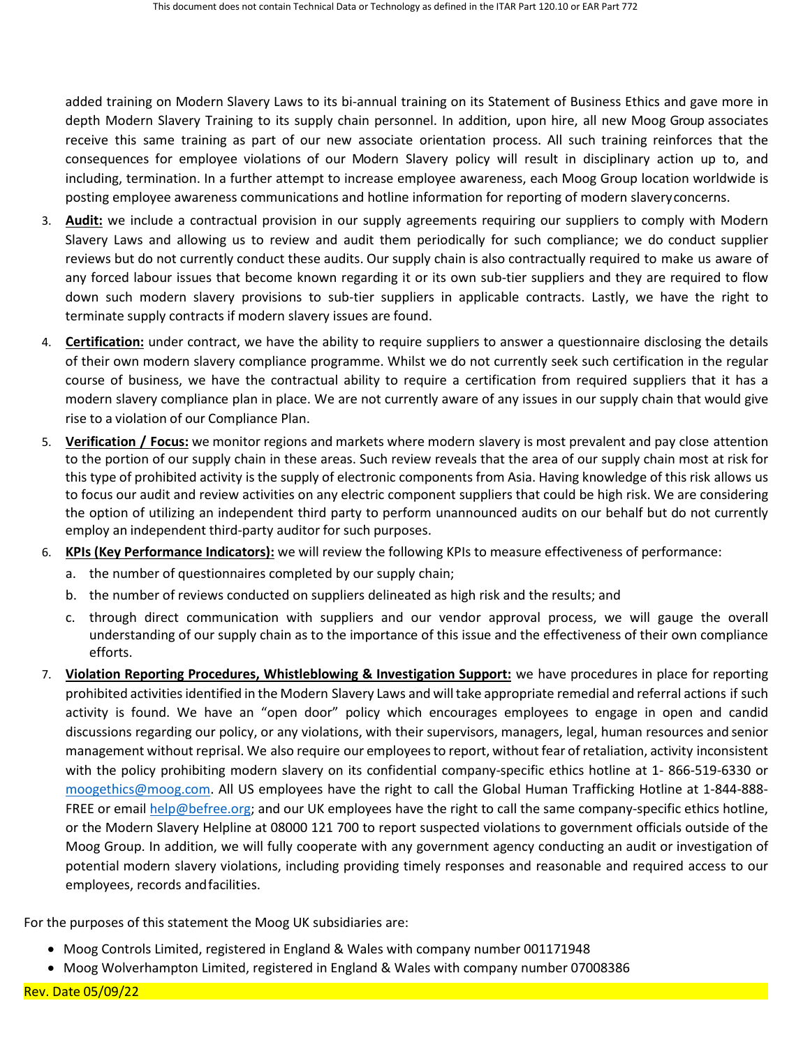added training on Modern Slavery Laws to its bi-annual training on its Statement of Business Ethics and gave more in depth Modern Slavery Training to its supply chain personnel. In addition, upon hire, all new Moog Group associates receive this same training as part of our new associate orientation process. All such training reinforces that the consequences for employee violations of our Modern Slavery policy will result in disciplinary action up to, and including, termination. In a further attempt to increase employee awareness, each Moog Group location worldwide is posting employee awareness communications and hotline information for reporting of modern slavery concerns.

3. **Audit:** we include a contractual provision in our supply agreements requiring our suppliers to comply with Modern Slavery Laws and allowing us to review and audit them periodically for such compliance; we do conduct supplier reviews but do not currently conduct these audits. Our supply chain is also contractually required to make us aware of any forced labour issues that become known regarding it or its own sub-tier suppliers and they are required to flow down such modern slavery provisions to sub-tier suppliers in applicable contracts. Lastly, we have the right to terminate supply contracts if modern slavery issues are found.
4. **Certification:** under contract, we have the ability to require suppliers to answer a questionnaire disclosing the details of their own modern slavery compliance programme. Whilst we do not currently seek such certification in the regular course of business, we have the contractual ability to require a certification from required suppliers that it has a modern slavery compliance plan in place. We are not currently aware of any issues in our supply chain that would give rise to a violation of our Compliance Plan.
5. **Verification / Focus:** we monitor regions and markets where modern slavery is most prevalent and pay close attention to the portion of our supply chain in these areas. Such review reveals that the area of our supply chain most at risk for this type of prohibited activity is the supply of electronic components from Asia. Having knowledge of this risk allows us to focus our audit and review activities on any electric component suppliers that could be high risk. We are considering the option of utilizing an independent third party to perform unannounced audits on our behalf but do not currently employ an independent third-party auditor for such purposes.
6. **KPIs (Key Performance Indicators):** we will review the following KPIs to measure effectiveness of performance:
   a. the number of questionnaires completed by our supply chain;
   b. the number of reviews conducted on suppliers delineated as high risk and the results; and
   c. through direct communication with suppliers and our vendor approval process, we will gauge the overall understanding of our supply chain as to the importance of this issue and the effectiveness of their own compliance efforts.
7. **Violation Reporting Procedures, Whistleblowing & Investigation Support:** we have procedures in place for reporting prohibited activities identified in the Modern Slavery Laws and will take appropriate remedial and referral actions if such activity is found. We have an "open door" policy which encourages employees to engage in open and candid discussions regarding our policy, or any violations, with their supervisors, managers, legal, human resources and senior management without reprisal. We also require our employees to report, without fear of retaliation, activity inconsistent with the policy prohibiting modern slavery on its confidential company-specific ethics hotline at 1- 866-519-6330 or moogethics@moog.com. All US employees have the right to call the Global Human Trafficking Hotline at 1-844-888-FREE or email help@befree.org; and our UK employees have the right to call the same company-specific ethics hotline, or the Modern Slavery Helpline at 08000 121 700 to report suspected violations to government officials outside of the Moog Group. In addition, we will fully cooperate with any government agency conducting an audit or investigation of potential modern slavery violations, including providing timely responses and reasonable and required access to our employees, records and facilities.

For the purposes of this statement the Moog UK subsidiaries are:

- Moog Controls Limited, registered in England & Wales with company number 001171948
- Moog Wolverhampton Limited, registered in England & Wales with company number 07008386

Rev. Date 05/09/22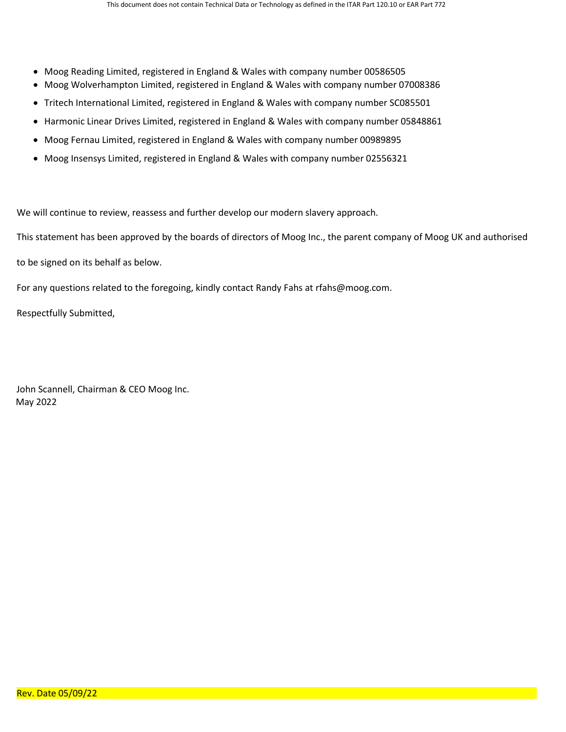- Moog Reading Limited, registered in England & Wales with company number 00586505
- Moog Wolverhampton Limited, registered in England & Wales with company number 07008386
- Tritech International Limited, registered in England & Wales with company number SC085501
- Harmonic Linear Drives Limited, registered in England & Wales with company number 05848861
- Moog Fernau Limited, registered in England & Wales with company number 00989895
- Moog Insensys Limited, registered in England & Wales with company number 02556321

We will continue to review, reassess and further develop our modern slavery approach.

This statement has been approved by the boards of directors of Moog Inc., the parent company of Moog UK and authorised to be signed on its behalf as below.

For any questions related to the foregoing, kindly contact Randy Fahs at rfahs@moog.com.

Respectfully Submitted,

John Scannell, Chairman & CEO Moog Inc.
May 2022

Rev. Date 05/09/22